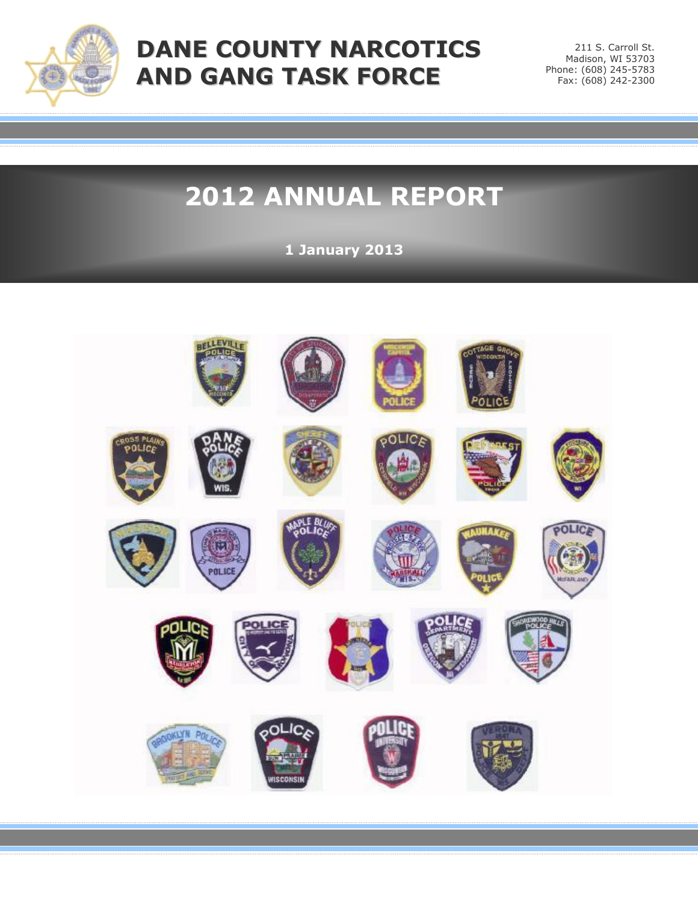# DANE COUNTY NARCOTICS AND GANG TASK FORCE

211 S. Carroll St.
Madison, WI 53703
Phone: (608) 245-5783
Fax: (608) 242-2300

# 2012 ANNUAL REPORT

**1 January 2013**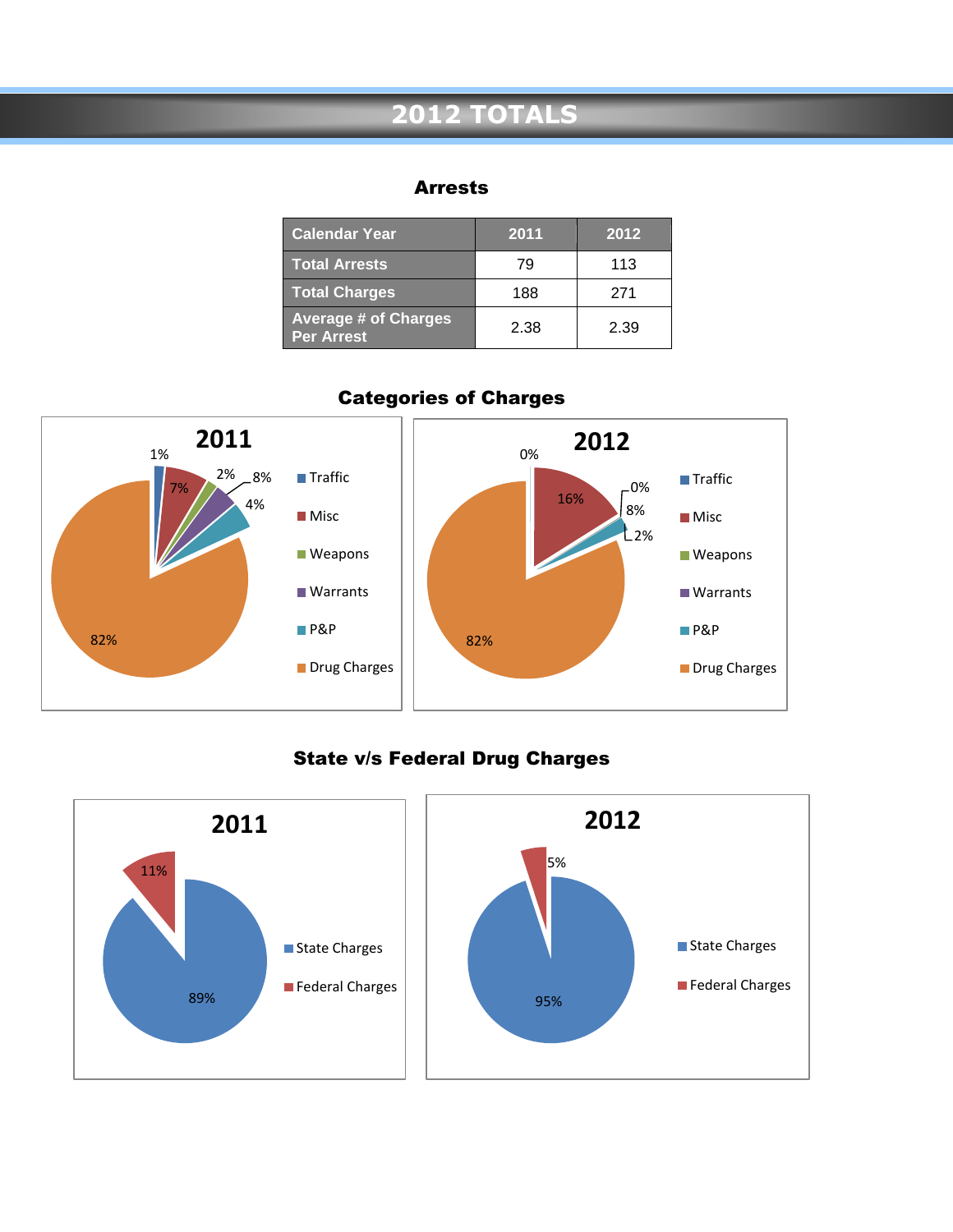# 2012 TOTALS

## Arrests

| Calendar Year | 2011 | 2012 |
|---|---|---|
| Total Arrests | 79 | 113 |
| Total Charges | 188 | 271 |
| Average # of Charges Per Arrest | 2.38 | 2.39 |

## Categories of Charges

**2011**

- Traffic: 1%
- Misc: 7%
- Weapons: 2%
- Warrants: 4%
- P&P: 8%
- Drug Charges: 82%

**2012**

- Traffic: 0%
- Misc: 16%
- Weapons: 0%
- Warrants: 2%
- P&P: 8%
- Drug Charges: 82%

## State v/s Federal Drug Charges

**2011**

- State Charges: 89%
- Federal Charges: 11%

**2012**

- State Charges: 95%
- Federal Charges: 5%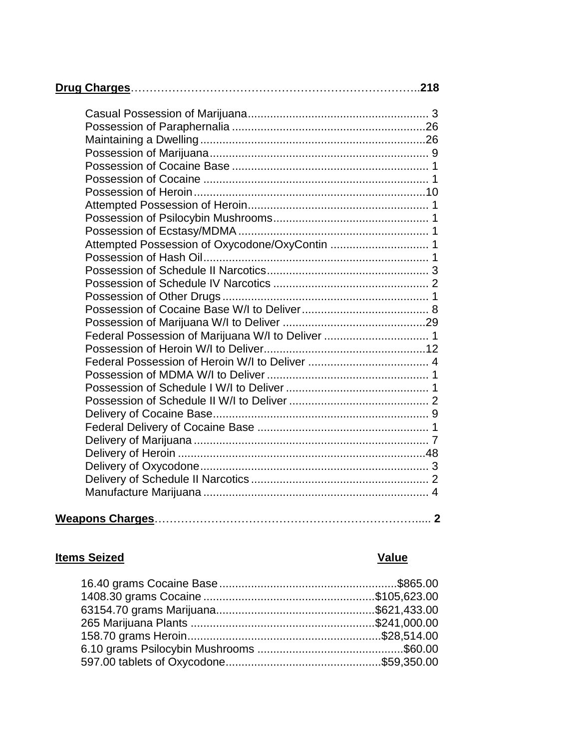**Drug Charges**………………………………………………………………….**218**

| Charge | Count |
|---|---|
| Casual Possession of Marijuana | 3 |
| Possession of Paraphernalia | 26 |
| Maintaining a Dwelling | 26 |
| Possession of Marijuana | 9 |
| Possession of Cocaine Base | 1 |
| Possession of Cocaine | 1 |
| Possession of Heroin | 10 |
| Attempted Possession of Heroin | 1 |
| Possession of Psilocybin Mushrooms | 1 |
| Possession of Ecstasy/MDMA | 1 |
| Attempted Possession of Oxycodone/OxyContin | 1 |
| Possession of Hash Oil | 1 |
| Possession of Schedule II Narcotics | 3 |
| Possession of Schedule IV Narcotics | 2 |
| Possession of Other Drugs | 1 |
| Possession of Cocaine Base W/I to Deliver | 8 |
| Possession of Marijuana W/I to Deliver | 29 |
| Federal Possession of Marijuana W/I to Deliver | 1 |
| Possession of Heroin W/I to Deliver | 12 |
| Federal Possession of Heroin W/I to Deliver | 4 |
| Possession of MDMA W/I to Deliver | 1 |
| Possession of Schedule I W/I to Deliver | 1 |
| Possession of Schedule II W/I to Deliver | 2 |
| Delivery of Cocaine Base | 9 |
| Federal Delivery of Cocaine Base | 1 |
| Delivery of Marijuana | 7 |
| Delivery of Heroin | 48 |
| Delivery of Oxycodone | 3 |
| Delivery of Schedule II Narcotics | 2 |
| Manufacture Marijuana | 4 |

**Weapons Charges**…………………………………………………………….... **2**

| **Items Seized** | **Value** |
|---|---|
| 16.40 grams Cocaine Base | $865.00 |
| 1408.30 grams Cocaine | $105,623.00 |
| 63154.70 grams Marijuana | $621,433.00 |
| 265 Marijuana Plants | $241,000.00 |
| 158.70 grams Heroin | $28,514.00 |
| 6.10 grams Psilocybin Mushrooms | $60.00 |
| 597.00 tablets of Oxycodone | $59,350.00 |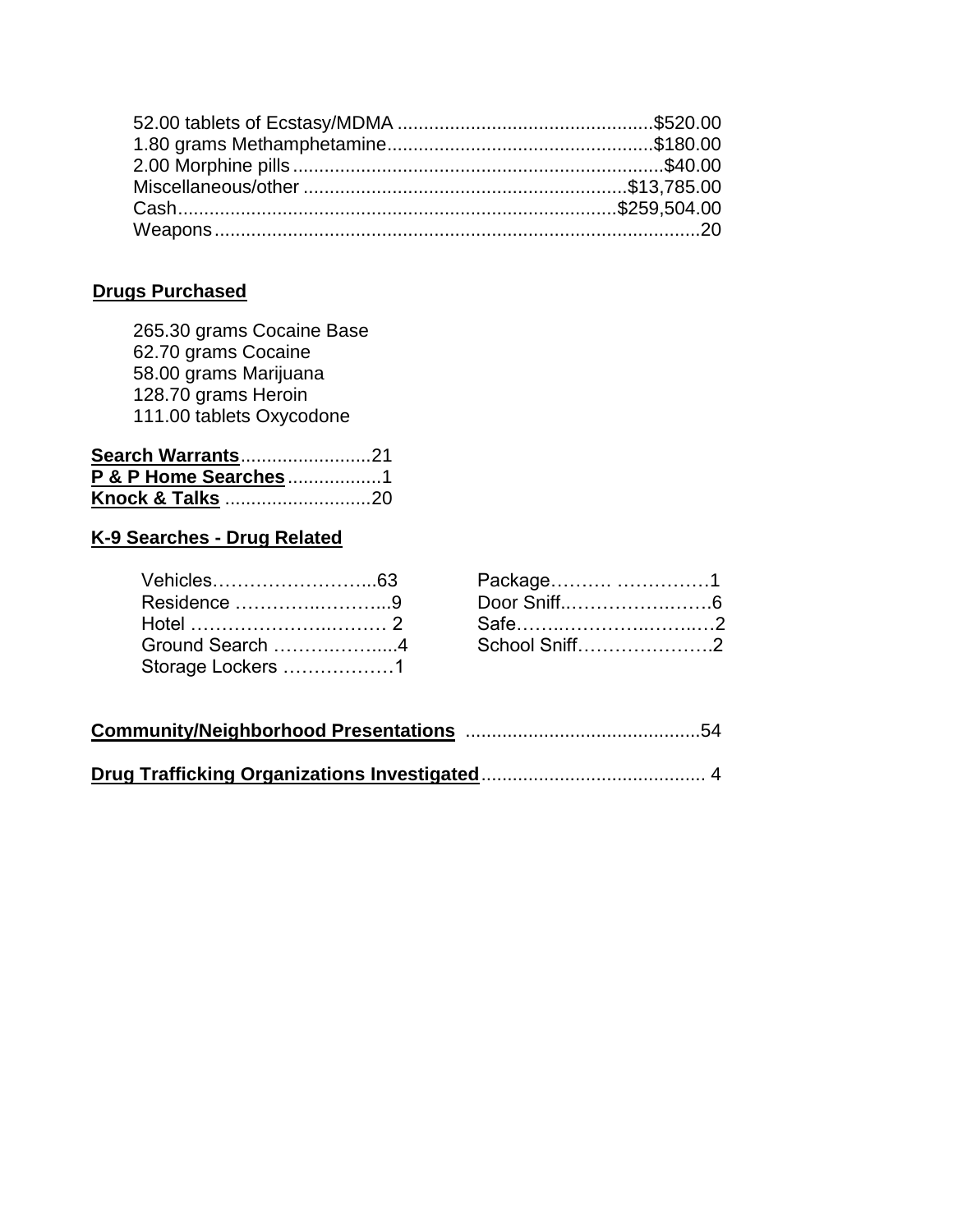52.00 tablets of Ecstasy/MDMA ................................................$520.00
1.80 grams Methamphetamine..................................................$180.00
2.00 Morphine pills......................................................................$40.00
Miscellaneous/other .............................................................$13,785.00
Cash..................................................................................$259,504.00
Weapons............................................................................................20

**Drugs Purchased**

265.30 grams Cocaine Base
62.70 grams Cocaine
58.00 grams Marijuana
128.70 grams Heroin
111.00 tablets Oxycodone

**Search Warrants**.........................21
**P & P Home Searches**..................1
**Knock & Talks** ............................20

**K-9 Searches - Drug Related**

Vehicles……………………...63
Residence ………….………..9
Hotel ………………….……… 2
Ground Search ……….……....4
Storage Lockers ………………1
Package………. ……………1
Door Sniff..……………..…….6
Safe……..………….……..…2
School Sniff………………….2

**Community/Neighborhood Presentations** ............................................54

**Drug Trafficking Organizations Investigated**.......................................... 4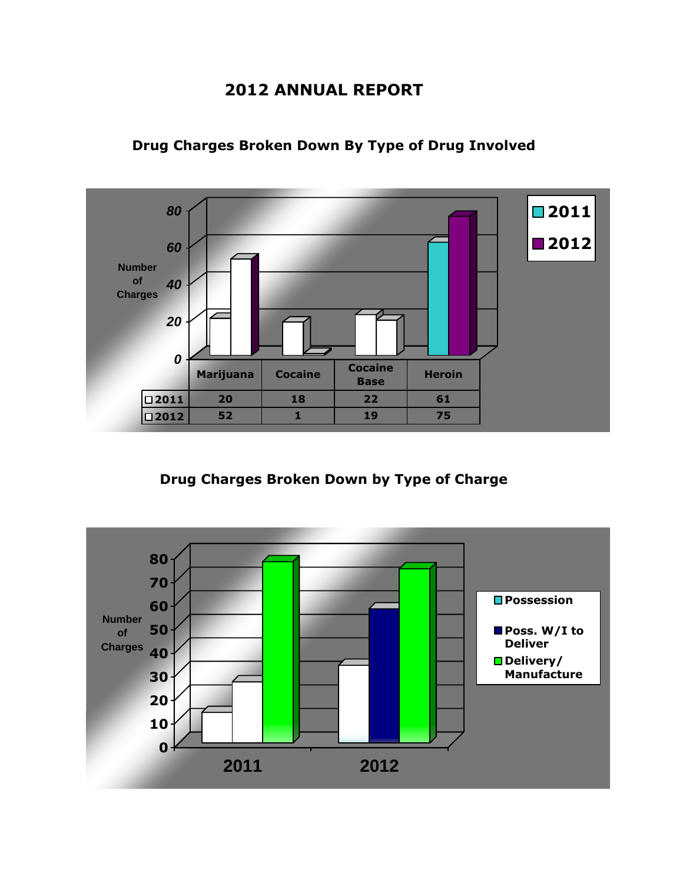# 2012 ANNUAL REPORT

## Drug Charges Broken Down By Type of Drug Involved

| | Marijuana | Cocaine | Cocaine Base | Heroin |
|---|---|---|---|---|
| 2011 | 20 | 18 | 22 | 61 |
| 2012 | 52 | 1 | 19 | 75 |

## Drug Charges Broken Down by Type of Charge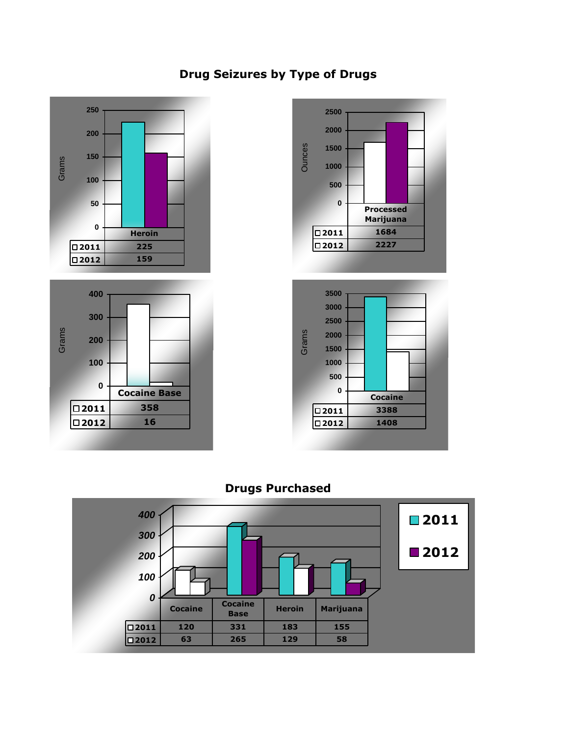## Drug Seizures by Type of Drugs

**Heroin (Grams)**

| | Heroin |
|---|---|
| 2011 | 225 |
| 2012 | 159 |

**Processed Marijuana (Ounces)**

| | Processed Marijuana |
|---|---|
| 2011 | 1684 |
| 2012 | 2227 |

**Cocaine Base (Grams)**

| | Cocaine Base |
|---|---|
| 2011 | 358 |
| 2012 | 16 |

**Cocaine (Grams)**

| | Cocaine |
|---|---|
| 2011 | 3388 |
| 2012 | 1408 |

## Drugs Purchased

| | Cocaine | Cocaine Base | Heroin | Marijuana |
|---|---|---|---|---|
| 2011 | 120 | 331 | 183 | 155 |
| 2012 | 63 | 265 | 129 | 58 |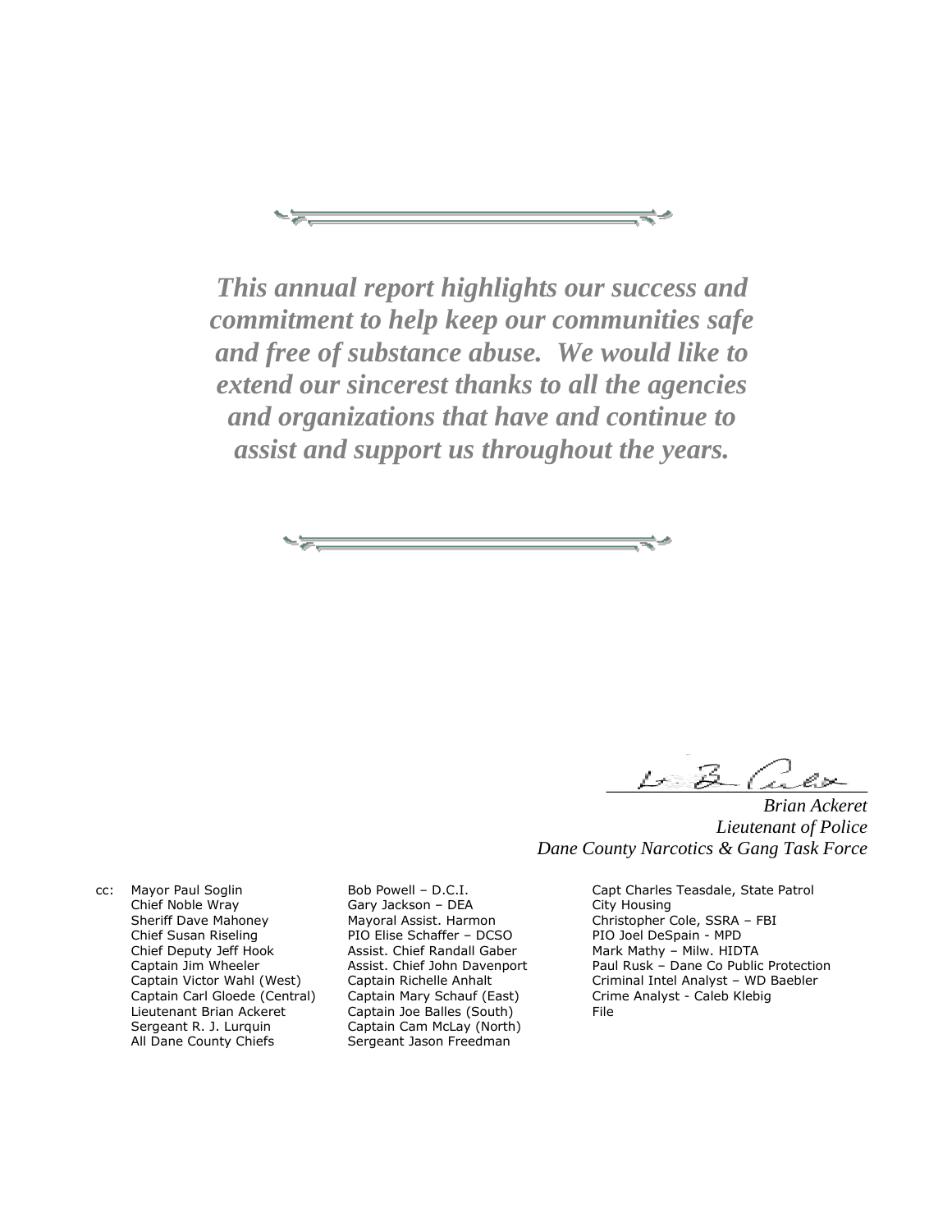***This annual report highlights our success and commitment to help keep our communities safe and free of substance abuse. We would like to extend our sincerest thanks to all the agencies and organizations that have and continue to assist and support us throughout the years.***

*Brian Ackeret*
*Lieutenant of Police*
*Dane County Narcotics & Gang Task Force*

cc:

Mayor Paul Soglin
Chief Noble Wray
Sheriff Dave Mahoney
Chief Susan Riseling
Chief Deputy Jeff Hook
Captain Jim Wheeler
Captain Victor Wahl (West)
Captain Carl Gloede (Central)
Lieutenant Brian Ackeret
Sergeant R. J. Lurquin
All Dane County Chiefs

Bob Powell – D.C.I.
Gary Jackson – DEA
Mayoral Assist. Harmon
PIO Elise Schaffer – DCSO
Assist. Chief Randall Gaber
Assist. Chief John Davenport
Captain Richelle Anhalt
Captain Mary Schauf (East)
Captain Joe Balles (South)
Captain Cam McLay (North)
Sergeant Jason Freedman

Capt Charles Teasdale, State Patrol
City Housing
Christopher Cole, SSRA – FBI
PIO Joel DeSpain - MPD
Mark Mathy – Milw. HIDTA
Paul Rusk – Dane Co Public Protection
Criminal Intel Analyst – WD Baebler
Crime Analyst - Caleb Klebig
File